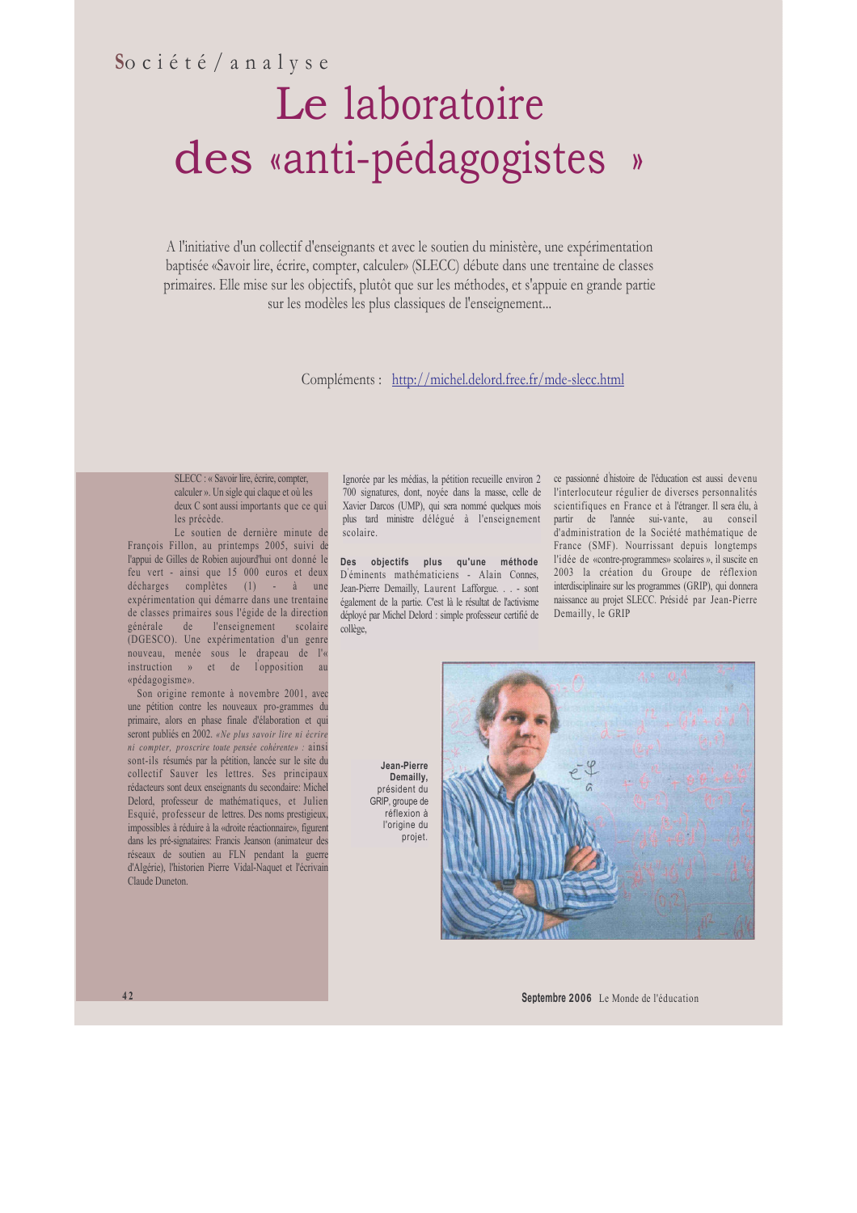Société / analyse

# Le laboratoire des «anti-pédagogistes »

A l'initiative d'un collectif d'enseignants et avec le soutien du ministère, une expérimentation baptisée «Savoir lire, écrire, compter, calculer» (SLECC) débute dans une trentaine de classes primaires. Elle mise sur les objectifs, plutôt que sur les méthodes, et s'appuie en grande partie sur les modèles les plus classiques de l'enseignement...

Compléments : [http://michel.delord.free.fr/mde-slecc.html](http://michel.delord.free.fr/mde-slecc.html)

SLECC : « Savoir lire, écrire, compter, calculer ». Un sigle qui claque et où les deux C sont aussi importants que ce qui les précède.

Le soutien de dernière minute de François Fillon, au printemps 2005, suivi de l'appui de Gilles de Robien aujourd'hui ont donné le feu vert - ainsi que 15 000 euros et deux décharges complètes (1) - à une expérimentation qui démarre dans une trentaine de classes primaires sous l'égide de la direction générale de l'enseignement scolaire (DGESCO). Une expérimentation d'un genre nouveau, menée sous le drapeau de l'« instruction » et de l'opposition au «pédagogisme».

Son origine remonte à novembre 2001, avec une pétition contre les nouveaux pro-grammes du primaire, alors en phase finale d'élaboration et qui seront publiés en 2002. *«Ne plus savoir lire ni écrire ni compter, proscrire toute pensée cohérente» :* ainsi sont-ils résumés par la pétition, lancée sur le site du collectif Sauver les lettres. Ses principaux rédacteurs sont deux enseignants du secondaire: Michel Delord, professeur de mathématiques, et Julien Esquié, professeur de lettres. Des noms prestigieux, impossibles à réduire à la «droite réactionnaire», figurent dans les pré-signataires: Francis Jeanson (animateur des réseaux de soutien au FLN pendant la guerre d'Algérie), l'historien Pierre Vidal-Naquet et l'écrivain Claude Duneton.

Ignorée par les médias, la pétition recueille environ 2 700 signatures, dont, noyée dans la masse, celle de Xavier Darcos (UMP), qui sera nommé quelques mois plus tard ministre délégué à l'enseignement scolaire.

**Des objectifs plus qu'une méthode**

D'éminents mathématiciens - Alain Connes, Jean-Pierre Demailly, Laurent Lafforgue. . . - sont également de la partie. C'est là le résultat de l'activisme déployé par Michel Delord : simple professeur certifié de collège, ce passionné d'histoire de l'éducation est aussi devenu l'interlocuteur régulier de diverses personnalités scientifiques en France et à l'étranger. Il sera élu, à partir de l'année sui-vante, au conseil d'administration de la Société mathématique de France (SMF). Nourrissant depuis longtemps l'idée de «contre-programmes» scolaires », il suscite en 2003 la création du Groupe de réflexion interdisciplinaire sur les programmes (GRIP), qui donnera naissance au projet SLECC. Présidé par Jean-Pierre Demailly, le GRIP

**Jean-Pierre Demailly,** président du GRIP, groupe de réflexion à l'origine du projet.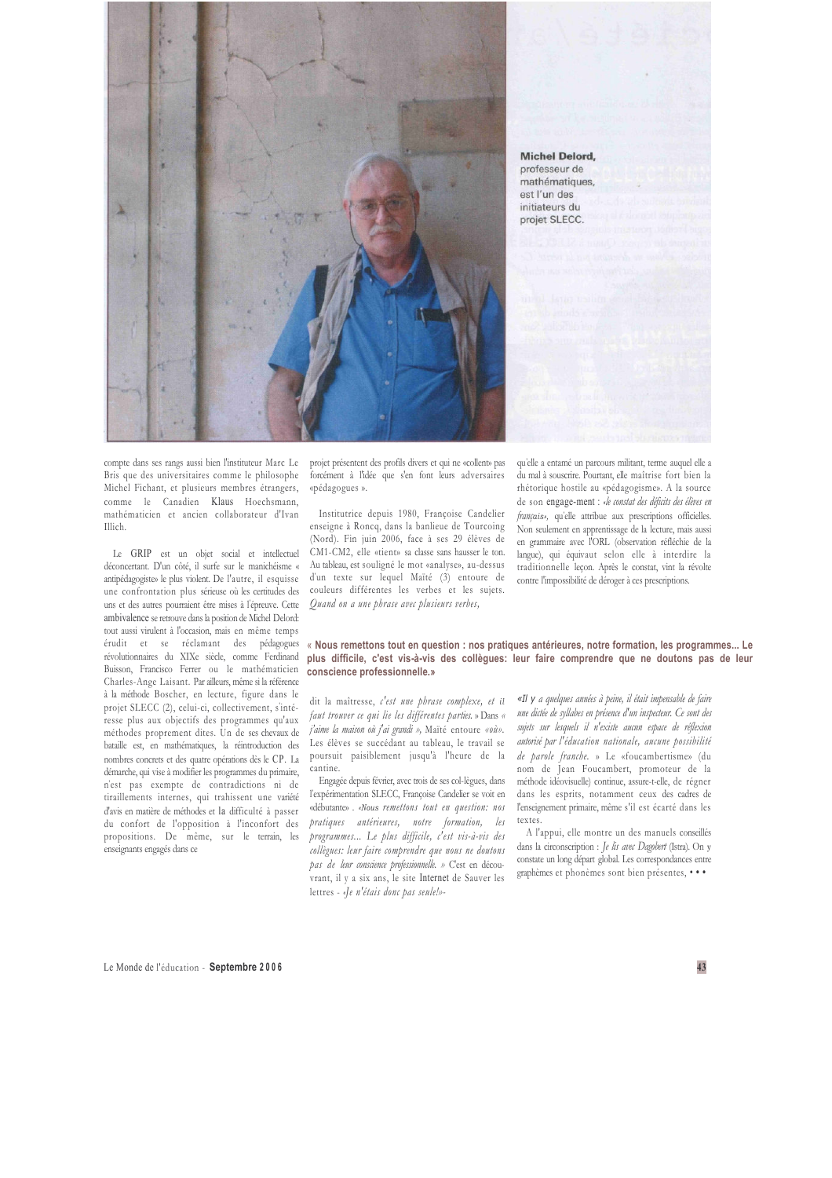**Michel Delord,** professeur de mathématiques, est l'un des initiateurs du projet SLECC.

compte dans ses rangs aussi bien l'instituteur Marc Le Bris que des universitaires comme le philosophe Michel Fichant, et plusieurs membres étrangers, comme le Canadien Klaus Hoechsmann, mathématicien et ancien collaborateur d'Ivan Illich.

Le GRIP est un objet social et intellectuel déconcertant. D'un côté, il surfe sur le manichéisme « antipédagogiste» le plus violent. De l'autre, il esquisse une confrontation plus sérieuse où les certitudes des uns et des autres pourraient être mises à l'épreuve. Cette ambivalence se retrouve dans la position de Michel Delord: tout aussi virulent à l'occasion, mais en même temps érudit et se réclamant des pédagogues révolutionnaires du XIXe siècle, comme Ferdinand Buisson, Francisco Ferrer ou le mathématicien Charles-Ange Laisant. Par ailleurs, même si la référence à la méthode Boscher, en lecture, figure dans le projet SLECC (2), celui-ci, collectivement, s'intéresse plus aux objectifs des programmes qu'aux méthodes proprement dites. Un de ses chevaux de bataille est, en mathématiques, la réintroduction des nombres concrets et des quatre opérations dès le CP. La démarche, qui vise à modifier les programmes du primaire, n'est pas exempte de contradictions ni de tiraillements internes, qui trahissent une variété d'avis en matière de méthodes et la difficulté à passer du confort de l'opposition à l'inconfort des propositions. De même, sur le terrain, les enseignants engagés dans ce projet présentent des profils divers et qui ne «collent» pas forcément à l'idée que s'en font leurs adversaires «pédagogues ».

Institutrice depuis 1980, Françoise Candelier enseigne à Roncq, dans la banlieue de Tourcoing (Nord). Fin juin 2006, face à ses 29 élèves de CM1-CM2, elle «tient» sa classe sans hausser le ton. Au tableau, est souligné le mot «analyse», au-dessus d'un texte sur lequel Maïté (3) entoure de couleurs différentes les verbes et les sujets. *Quand on a une phrase avec plusieurs verbes,* dit la maîtresse, *c'est une phrase complexe, et il faut trouver ce qui lie les différentes parties.* » Dans *« j'aime la maison où j'ai grandi »,* Maïté entoure *«où».* Les élèves se succèdant au tableau, le travail se poursuit paisiblement jusqu'à l'heure de la cantine.

Engagée depuis février, avec trois de ses col-lègues, dans l'expérimentation SLECC, Françoise Candelier se voit en «débutante» . *«Nous remettons tout en question: nos pratiques antérieures, notre formation, les programmes... Le plus difficile, c'est vis-à-vis des collègues: leur faire comprendre que nous ne doutons pas de leur conscience professionnelle. »* C'est en découvrant, il y a six ans, le site Internet de Sauver les lettres - *«Je n'étais donc pas seule!»-* qu'elle a entamé un parcours militant, terme auquel elle a du mal à souscrire. Pourtant, elle maîtrise fort bien la rhétorique hostile au «pédagogisme». A la source de son engage-ment : *«le constat des déficits des élèves en français»,* qu'elle attribue aux prescriptions officielles. Non seulement en apprentissage de la lecture, mais aussi en grammaire avec l'ORL (observation réfléchie de la langue), qui équivaut selon elle à interdire la traditionnelle leçon. Après le constat, vint la révolte contre l'impossibilité de déroger à ces prescriptions.

**« Nous remettons tout en question : nos pratiques antérieures, notre formation, les programmes... Le plus difficile, c'est vis-à-vis des collègues: leur faire comprendre que ne doutons pas de leur conscience professionnelle.»**

*«Il y a quelques années à peine, il était impensable de faire une dictée de syllabes en présence d'un inspecteur. Ce sont des sujets sur lesquels il n'existe aucun espace de réflexion autorisé par l'éducation nationale, aucune possibilité de parole franche.* » Le «foucambertisme» (du nom de Jean Foucambert, promoteur de la méthode idéovisuelle) continue, assure-t-elle, de régner dans les esprits, notamment ceux des cadres de l'enseignement primaire, même s'il est écarté dans les textes.

A l'appui, elle montre un des manuels conseillés dans la circonscription : *Je lis avec Dagobert* (Istra). On y constate un long départ global. Les correspondances entre graphèmes et phonèmes sont bien présentes, • • •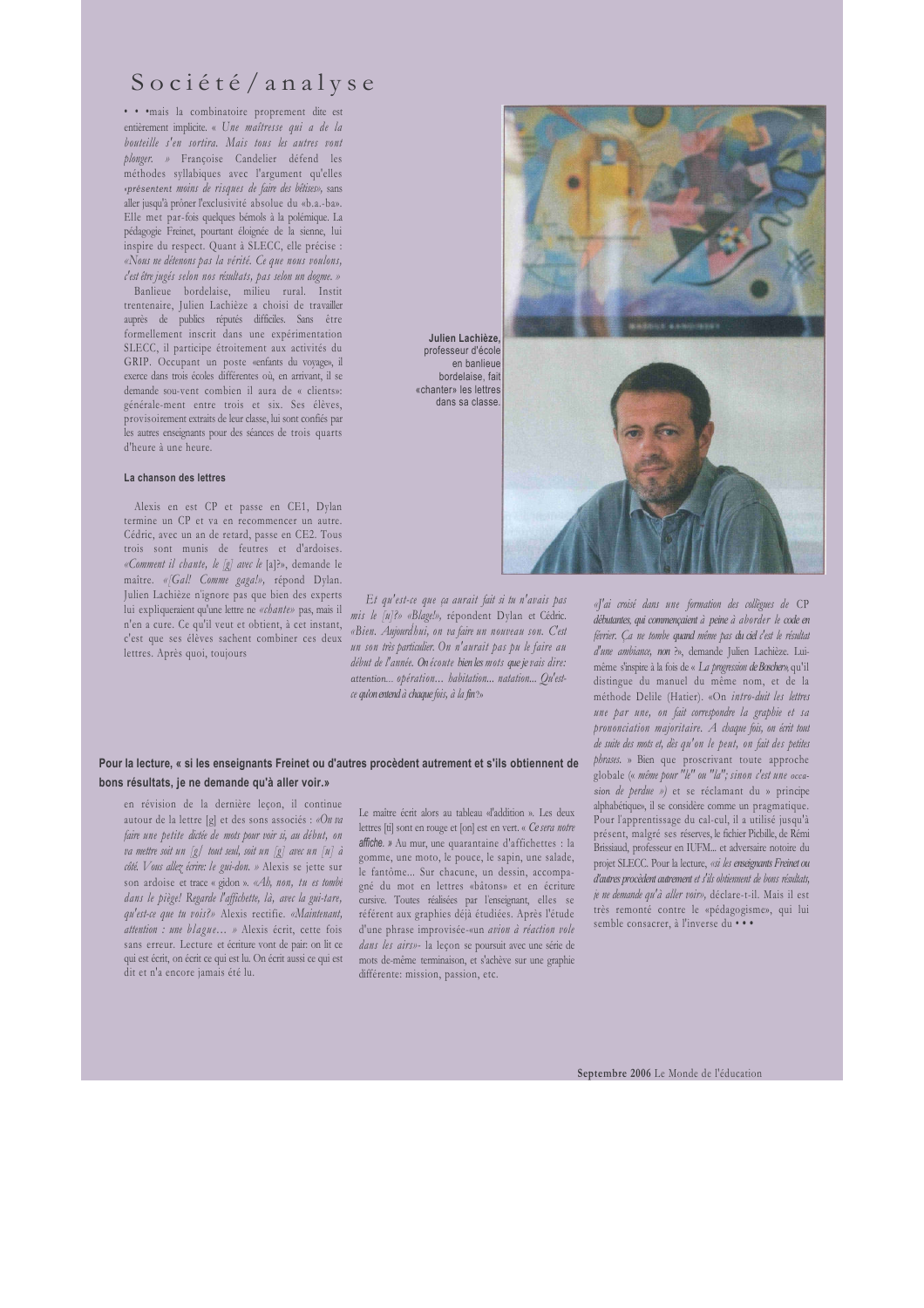# Société/analyse

• • •mais la combinatoire proprement dite est entièrement implicite. « *Une maîtresse qui a de la bouteille s'en sortira. Mais tous les autres vont plonger.* » Françoise Candelier défend les méthodes syllabiques avec l'argument qu'elles «*présentent moins de risques de faire des bêtises*», sans aller jusqu'à prôner l'exclusivité absolue du «b.a.-ba». Elle met par-fois quelques bémols à la polémique. La pédagogie Freinet, pourtant éloignée de la sienne, lui inspire du respect. Quant à SLECC, elle précise : «*Nous ne détenons pas la vérité. Ce que nous voulons, c'est être jugés selon nos résultats, pas selon un dogme.* »

Banlieue bordelaise, milieu rural. Instit trentenaire, Julien Lachièze a choisi de travailler auprès de publics réputés difficiles. Sans être formellement inscrit dans une expérimentation SLECC, il participe étroitement aux activités du GRIP. Occupant un poste «enfants du voyage», il exerce dans trois écoles différentes où, en arrivant, il se demande sou-vent combien il aura de « clients»: générale-ment entre trois et six. Ses élèves, provisoirement extraits de leur classe, lui sont confiés par les autres enseignants pour des séances de trois quarts d'heure à une heure.

**Julien Lachièze,** professeur d'école en banlieue bordelaise, fait «chanter» les lettres dans sa classe.

### La chanson des lettres

Alexis en est CP et passe en CE1, Dylan termine un CP et va en recommencer un autre. Cédric, avec un an de retard, passe en CE2. Tous trois sont munis de feutres et d'ardoises. «*Comment il chante, le [g] avec le* [a]?», demande le maître. «*[Gal! Comme gaga!*», répond Dylan. Julien Lachièze n'ignore pas que bien des experts lui expliqueraient qu'une lettre ne «*chante*» pas, mais il n'en a cure. Ce qu'il veut et obtient, à cet instant, c'est que ses élèves sachent combiner ces deux lettres. Après quoi, toujours en révision de la dernière leçon, il continue autour de la lettre [g] et des sons associés : «*On va faire une petite dictée de mots pour voir si, au début, on va mettre soit un [g] tout seul, soit un [g] avec un [u] à côté. Vous allez écrire: le gui-don.* » Alexis se jette sur son ardoise et trace « gidon ». «*Ah, non, tu es tombé dans le piège! Regarde l'affichette, là, avec la gui-tare, qu'est-ce que tu vois?*» Alexis rectifie. «*Maintenant, attention : une blague…* » Alexis écrit, cette fois sans erreur. Lecture et écriture vont de pair: on lit ce qui est écrit, on écrit ce qui est lu. On écrit aussi ce qui est dit et n'a encore jamais été lu.

*Et qu'est-ce que ça aurait fait si tu n'avais pas mis le [u]?*» «*Blage!*», répondent Dylan et Cédric. «*Bien. Aujourd'hui, on va faire un nouveau son. C'est un son très particulier. On n'aurait pas pu le faire au début de l'année. On écoute bien les mots que je vais dire: attention... opération... habitation... natation... Qu'est-ce qu'on entend à chaque fois, à la fin?*»

Le maître écrit alors au tableau «l'addition ». Les deux lettres [ti] sont en rouge et [on] est en vert. « *Ce sera notre affiche.* » Au mur, une quarantaine d'affichettes : la gomme, une moto, le pouce, le sapin, une salade, le fantôme... Sur chacune, un dessin, accompa-gné du mot en lettres «bâtons» et en écriture cursive. Toutes réalisées par l'enseignant, elles se réfèrent aux graphies déjà étudiées. Après l'étude d'une phrase improvisée-«un *avion à réaction vole dans les airs*»- la leçon se poursuit avec une série de mots de-même terminaison, et s'achève sur une graphie différente: mission, passion, etc.

**Pour la lecture, « si les enseignants Freinet ou d'autres procèdent autrement et s'ils obtiennent de bons résultats, je ne demande qu'à aller voir.»**

«*J'ai croisé dans une formation des collègues de* CP *débutantes, qui commençaient à peine à aborder le code en février. Ça ne tombe quand même pas du ciel c'est le résultat d'une ambiance, non ?*», demande Julien Lachièze. Lui-même s'inspire à la fois de « *La progression de Boscher*», qu'il distingue du manuel du même nom, et de la méthode Delile (Hatier). «On *intro-duit les lettres une par une, on fait correspondre la graphie et sa prononciation majoritaire. A chaque fois, on écrit tout de suite des mots et, dès qu'on le peut, on fait des petites phrases.* » Bien que proscrivant toute approche globale (« *même pour "le" ou "la"; sinon c'est une occa-sion de perdue »)* et se réclamant du » principe alphabétique», il se considère comme un pragmatique. Pour l'apprentissage du cal-cul, il a utilisé jusqu'à présent, malgré ses réserves, le fichier Picbille, de Rémi Brissiaud, professeur en IUFM... et adversaire notoire du projet SLECC. Pour la lecture, «*si les enseignants Freinet ou d'autres procèdent autrement et s'ils obtiennent de bons résultats, je ne demande qu'à aller voir*», déclare-t-il. Mais il est très remonté contre le «pédagogisme», qui lui semble consacrer, à l'inverse du • • •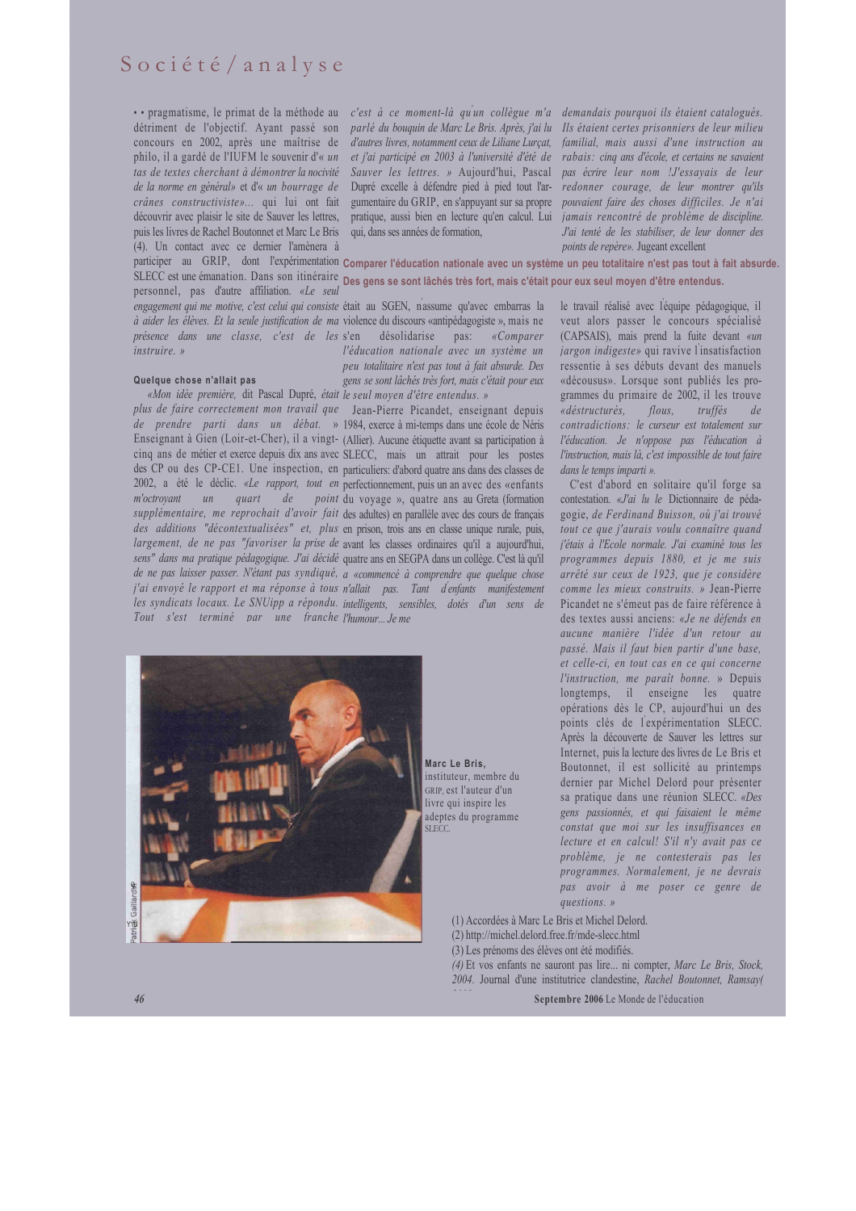• • pragmatisme, le primat de la méthode au détriment de l'objectif. Ayant passé son concours en 2002, après une maîtrise de philo, il a gardé de l'IUFM le souvenir d'« *un tas de textes cherchant à démontrer la nocivité de la norme en général»* et d'« *un bourrage de crânes constructiviste»...* qui lui ont fait découvrir avec plaisir le site de Sauver les lettres, puis les livres de Rachel Boutonnet et Marc Le Bris (4). Un contact avec ce dernier l'amènera à participer au GRIP, dont l'expérimentation SLECC est une émanation. Dans son itinéraire personnel, pas d'autre affiliation. «*Le seul engagement qui me motive, c'est celui qui consiste à aider les élèves. Et la seule justification de ma présence dans une classe, c'est de les instruire.* »

### Quelque chose n'allait pas

«*Mon idée première,* dit Pascal Dupré, *était plus de faire correctement mon travail que de prendre parti dans un débat.* » Enseignant à Gien (Loir-et-Cher), il a vingt-cinq ans de métier et exerce depuis dix ans avec des CP ou des CP-CE1. Une inspection, en 2002, a été le déclic. «*Le rapport, tout en m'octroyant un quart de point supplémentaire, me reprochait d'avoir fait des additions "décontextualisées" et, plus largement, de ne pas "favoriser la prise de sens" dans ma pratique pédagogique. J'ai décidé de ne pas laisser passer. N'étant pas syndiqué, j'ai envoyé le rapport et ma réponse à tous les syndicats locaux. Le SNUipp a répondu. Tout s'est terminé par une franche c'est à ce moment-là qu'un collègue m'a parlé du bouquin de Marc Le Bris. Après, j'ai lu d'autres livres, notamment ceux de Liliane Lurçat, et j'ai participé en 2003 à l'université d'été de Sauver les lettres.* » Aujourd'hui, Pascal Dupré excelle à défendre pied à pied tout l'argumentaire du GRIP, en s'appuyant sur sa propre pratique, aussi bien en lecture qu'en calcul. Lui qui, dans ses années de formation, était au SGEN, n'assume qu'avec embarras la violence du discours «antipédagogiste », mais ne s'en désolidarise pas: «*Comparer l'éducation nationale avec un système un peu totalitaire n'est pas tout à fait absurde. Des gens se sont lâchés très fort, mais c'était pour eux le seul moyen d'être entendus.* »

**Comparer l'éducation nationale avec un système un peu totalitaire n'est pas tout à fait absurde. Des gens se sont lâchés très fort, mais c'était pour eux seul moyen d'être entendus.**

Jean-Pierre Picandet, enseignant depuis 1984, exerce à mi-temps dans une école de Néris (Allier). Aucune étiquette avant sa participation à SLECC, mais un attrait pour les postes particuliers: d'abord quatre ans dans des classes de perfectionnement, puis un an avec des «enfants du voyage », quatre ans au Greta (formation des adultes) en parallèle avec des cours de français en prison, trois ans en classe unique rurale, puis, avant les classes ordinaires qu'il a aujourd'hui, quatre ans en SEGPA dans un collège. C'est là qu'il a «*commencé à comprendre que quelque chose n'allait pas. Tant d'enfants manifestement intelligents, sensibles, dotés d'un sens de l'humour... Je me demandais pourquoi ils étaient catalogués. Ils étaient certes prisonniers de leur milieu familial, mais aussi d'une instruction au rabais: cinq ans d'école, et certains ne savaient pas écrire leur nom !J'essayais de leur redonner courage, de leur montrer qu'ils pouvaient faire des choses difficiles. Je n'ai jamais rencontré de problème de discipline. J'ai tenté de les stabiliser, de leur donner des points de repère».* Jugeant excellent le travail réalisé avec l'équipe pédagogique, il veut alors passer le concours spécialisé (CAPSAIS), mais prend la fuite devant «*un jargon indigeste»* qui ravive l'insatisfaction ressentie à ses débuts devant des manuels «décousus». Lorsque sont publiés les programmes du primaire de 2002, il les trouve «*déstructurés, flous, truffés de contradictions: le curseur est totalement sur l'éducation. Je n'oppose pas l'éducation à l'instruction, mais là, c'est impossible de tout faire dans le temps imparti* ».

C'est d'abord en solitaire qu'il forge sa contestation. «*J'ai lu le* Dictionnaire de pédagogie, *de Ferdinand Buisson, où j'ai trouvé tout ce que j'aurais voulu connaître quand j'étais à l'Ecole normale. J'ai examiné tous les programmes depuis 1880, et je me suis arrêté sur ceux de 1923, que je considère comme les mieux construits.* » Jean-Pierre Picandet ne s'émeut pas de faire référence à des textes aussi anciens: «*Je ne défends en aucune manière l'idée d'un retour au passé. Mais il faut bien partir d'une base, et celle-ci, en tout cas en ce qui concerne l'instruction, me paraît bonne.* » Depuis longtemps, il enseigne les quatre opérations dès le CP, aujourd'hui un des points clés de l'expérimentation SLECC. Après la découverte de Sauver les lettres sur Internet, puis la lecture des livres de Le Bris et Boutonnet, il est sollicité au printemps dernier par Michel Delord pour présenter sa pratique dans une réunion SLECC. «*Des gens passionnés, et qui faisaient le même constat que moi sur les insuffisances en lecture et en calcul! S'il n'y avait pas ce problème, je ne contesterais pas les programmes. Normalement, je ne devrais pas avoir à me poser ce genre de questions.* »

Patrick Gaillardin

**Marc Le Bris,** instituteur, membre du GRIP, est l'auteur d'un livre qui inspire les adeptes du programme SLECC.

(1) Accordées à Marc Le Bris et Michel Delord.
(2) http://michel.delord.free.fr/mde-slecc.html
(3) Les prénoms des élèves ont été modifiés.
*(4)* Et vos enfants ne sauront pas lire... ni compter, *Marc Le Bris, Stock, 2004.* Journal d'une institutrice clandestine, *Rachel Boutonnet, Ramsay(*